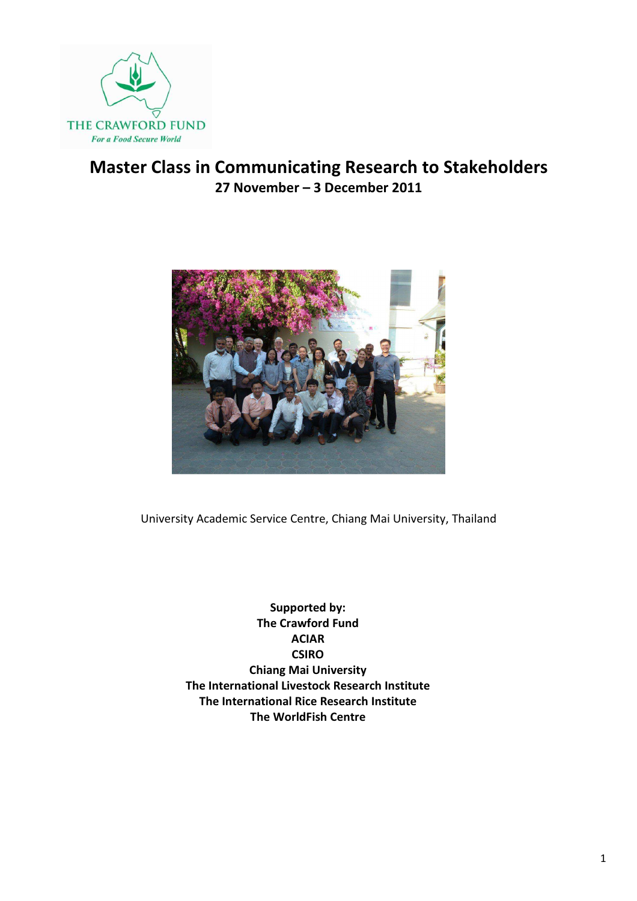THE CRAWFORD FUND
*For a Food Secure World*

# Master Class in Communicating Research to Stakeholders

**27 November – 3 December 2011**

University Academic Service Centre, Chiang Mai University, Thailand

**Supported by:**
**The Crawford Fund**
**ACIAR**
**CSIRO**
**Chiang Mai University**
**The International Livestock Research Institute**
**The International Rice Research Institute**
**The WorldFish Centre**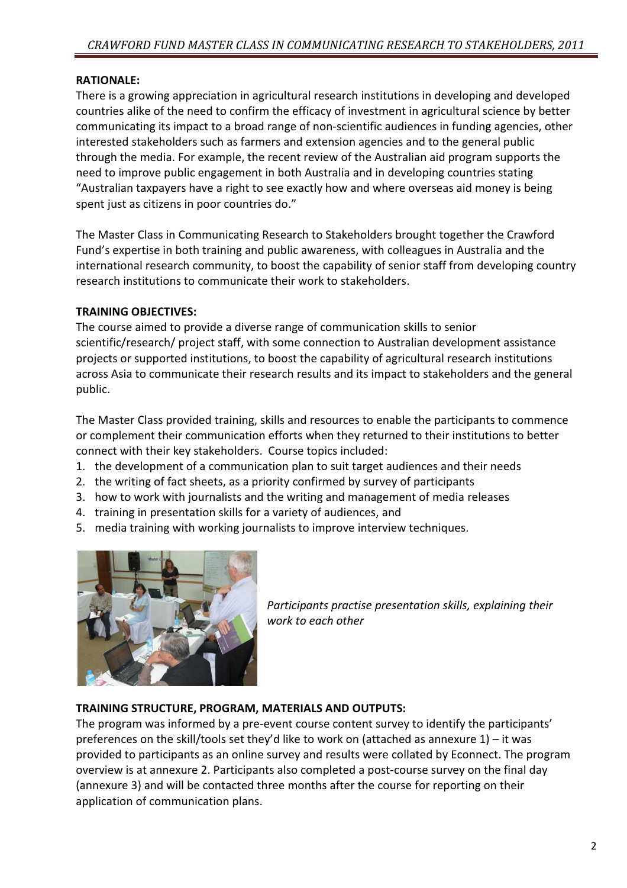## RATIONALE:

There is a growing appreciation in agricultural research institutions in developing and developed countries alike of the need to confirm the efficacy of investment in agricultural science by better communicating its impact to a broad range of non-scientific audiences in funding agencies, other interested stakeholders such as farmers and extension agencies and to the general public through the media. For example, the recent review of the Australian aid program supports the need to improve public engagement in both Australia and in developing countries stating "Australian taxpayers have a right to see exactly how and where overseas aid money is being spent just as citizens in poor countries do."

The Master Class in Communicating Research to Stakeholders brought together the Crawford Fund's expertise in both training and public awareness, with colleagues in Australia and the international research community, to boost the capability of senior staff from developing country research institutions to communicate their work to stakeholders.

## TRAINING OBJECTIVES:

The course aimed to provide a diverse range of communication skills to senior scientific/research/ project staff, with some connection to Australian development assistance projects or supported institutions, to boost the capability of agricultural research institutions across Asia to communicate their research results and its impact to stakeholders and the general public.

The Master Class provided training, skills and resources to enable the participants to commence or complement their communication efforts when they returned to their institutions to better connect with their key stakeholders. Course topics included:

1. the development of a communication plan to suit target audiences and their needs
2. the writing of fact sheets, as a priority confirmed by survey of participants
3. how to work with journalists and the writing and management of media releases
4. training in presentation skills for a variety of audiences, and
5. media training with working journalists to improve interview techniques.

*Participants practise presentation skills, explaining their work to each other*

## TRAINING STRUCTURE, PROGRAM, MATERIALS AND OUTPUTS:

The program was informed by a pre-event course content survey to identify the participants' preferences on the skill/tools set they'd like to work on (attached as annexure 1) – it was provided to participants as an online survey and results were collated by Econnect. The program overview is at annexure 2. Participants also completed a post-course survey on the final day (annexure 3) and will be contacted three months after the course for reporting on their application of communication plans.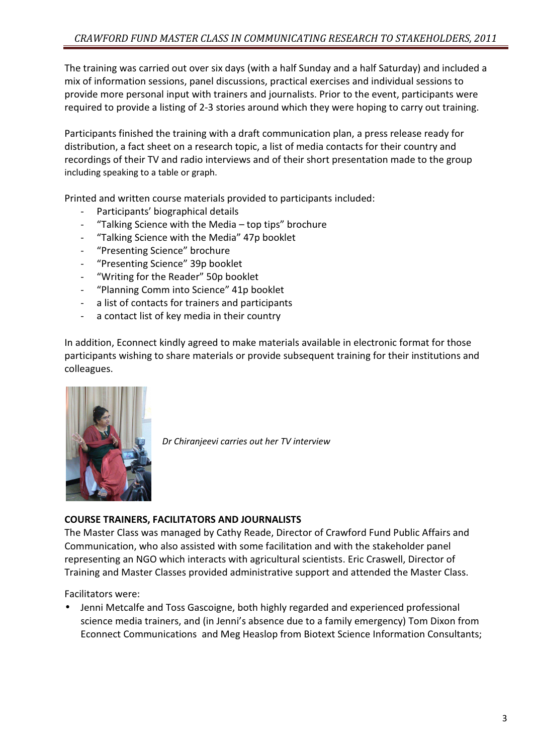The training was carried out over six days (with a half Sunday and a half Saturday) and included a mix of information sessions, panel discussions, practical exercises and individual sessions to provide more personal input with trainers and journalists. Prior to the event, participants were required to provide a listing of 2-3 stories around which they were hoping to carry out training.

Participants finished the training with a draft communication plan, a press release ready for distribution, a fact sheet on a research topic, a list of media contacts for their country and recordings of their TV and radio interviews and of their short presentation made to the group including speaking to a table or graph.

Printed and written course materials provided to participants included:

- Participants' biographical details
- "Talking Science with the Media – top tips" brochure
- "Talking Science with the Media" 47p booklet
- "Presenting Science" brochure
- "Presenting Science" 39p booklet
- "Writing for the Reader" 50p booklet
- "Planning Comm into Science" 41p booklet
- a list of contacts for trainers and participants
- a contact list of key media in their country

In addition, Econnect kindly agreed to make materials available in electronic format for those participants wishing to share materials or provide subsequent training for their institutions and colleagues.

*Dr Chiranjeevi carries out her TV interview*

**COURSE TRAINERS, FACILITATORS AND JOURNALISTS**

The Master Class was managed by Cathy Reade, Director of Crawford Fund Public Affairs and Communication, who also assisted with some facilitation and with the stakeholder panel representing an NGO which interacts with agricultural scientists. Eric Craswell, Director of Training and Master Classes provided administrative support and attended the Master Class.

Facilitators were:

- Jenni Metcalfe and Toss Gascoigne, both highly regarded and experienced professional science media trainers, and (in Jenni's absence due to a family emergency) Tom Dixon from Econnect Communications and Meg Heaslop from Biotext Science Information Consultants;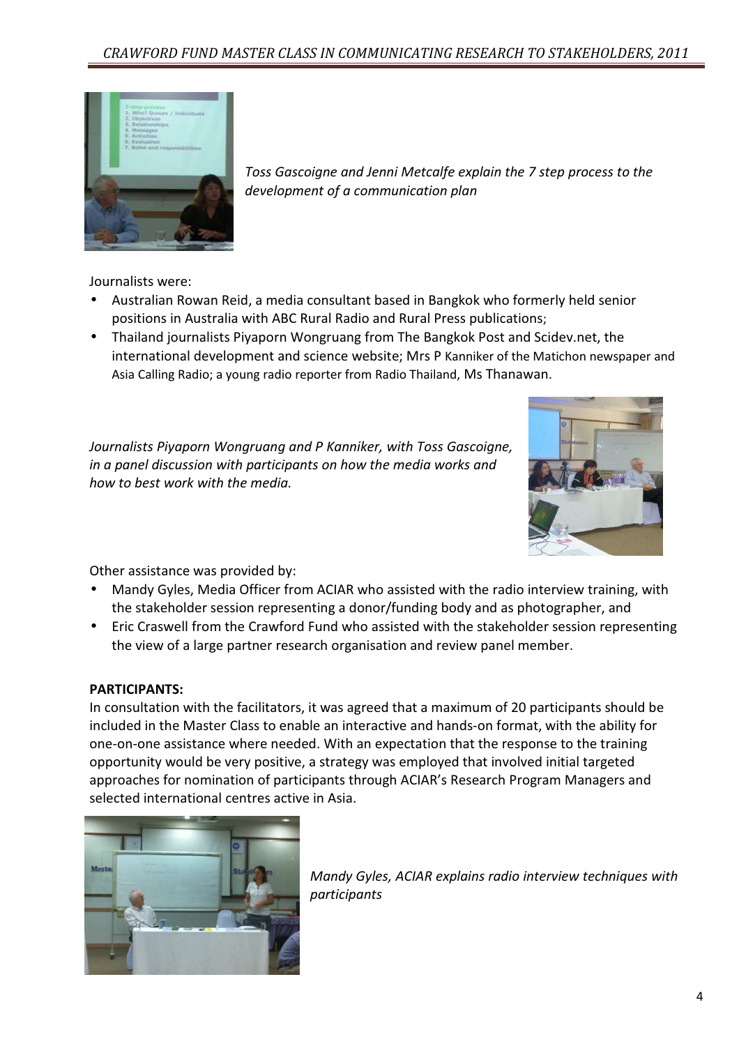*Toss Gascoigne and Jenni Metcalfe explain the 7 step process to the development of a communication plan*

Journalists were:

- Australian Rowan Reid, a media consultant based in Bangkok who formerly held senior positions in Australia with ABC Rural Radio and Rural Press publications;
- Thailand journalists Piyaporn Wongruang from The Bangkok Post and Scidev.net, the international development and science website; Mrs P Kanniker of the Matichon newspaper and Asia Calling Radio; a young radio reporter from Radio Thailand, Ms Thanawan.

*Journalists Piyaporn Wongruang and P Kanniker, with Toss Gascoigne, in a panel discussion with participants on how the media works and how to best work with the media.*

Other assistance was provided by:

- Mandy Gyles, Media Officer from ACIAR who assisted with the radio interview training, with the stakeholder session representing a donor/funding body and as photographer, and
- Eric Craswell from the Crawford Fund who assisted with the stakeholder session representing the view of a large partner research organisation and review panel member.

**PARTICIPANTS:**

In consultation with the facilitators, it was agreed that a maximum of 20 participants should be included in the Master Class to enable an interactive and hands-on format, with the ability for one-on-one assistance where needed. With an expectation that the response to the training opportunity would be very positive, a strategy was employed that involved initial targeted approaches for nomination of participants through ACIAR's Research Program Managers and selected international centres active in Asia.

*Mandy Gyles, ACIAR explains radio interview techniques with participants*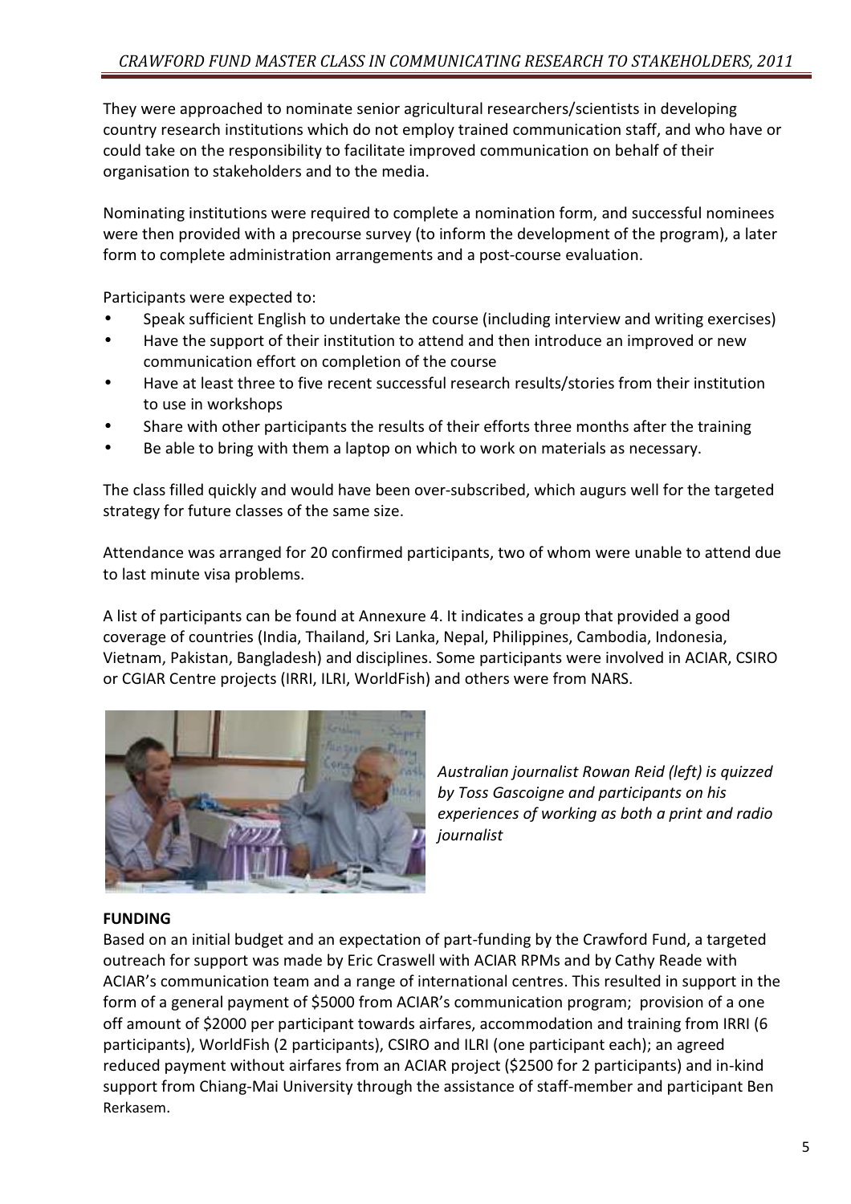They were approached to nominate senior agricultural researchers/scientists in developing country research institutions which do not employ trained communication staff, and who have or could take on the responsibility to facilitate improved communication on behalf of their organisation to stakeholders and to the media.

Nominating institutions were required to complete a nomination form, and successful nominees were then provided with a precourse survey (to inform the development of the program), a later form to complete administration arrangements and a post-course evaluation.

Participants were expected to:

- Speak sufficient English to undertake the course (including interview and writing exercises)
- Have the support of their institution to attend and then introduce an improved or new communication effort on completion of the course
- Have at least three to five recent successful research results/stories from their institution to use in workshops
- Share with other participants the results of their efforts three months after the training
- Be able to bring with them a laptop on which to work on materials as necessary.

The class filled quickly and would have been over-subscribed, which augurs well for the targeted strategy for future classes of the same size.

Attendance was arranged for 20 confirmed participants, two of whom were unable to attend due to last minute visa problems.

A list of participants can be found at Annexure 4. It indicates a group that provided a good coverage of countries (India, Thailand, Sri Lanka, Nepal, Philippines, Cambodia, Indonesia, Vietnam, Pakistan, Bangladesh) and disciplines. Some participants were involved in ACIAR, CSIRO or CGIAR Centre projects (IRRI, ILRI, WorldFish) and others were from NARS.

*Australian journalist Rowan Reid (left) is quizzed by Toss Gascoigne and participants on his experiences of working as both a print and radio journalist*

**FUNDING**

Based on an initial budget and an expectation of part-funding by the Crawford Fund, a targeted outreach for support was made by Eric Craswell with ACIAR RPMs and by Cathy Reade with ACIAR's communication team and a range of international centres. This resulted in support in the form of a general payment of $5000 from ACIAR's communication program; provision of a one off amount of $2000 per participant towards airfares, accommodation and training from IRRI (6 participants), WorldFish (2 participants), CSIRO and ILRI (one participant each); an agreed reduced payment without airfares from an ACIAR project ($2500 for 2 participants) and in-kind support from Chiang-Mai University through the assistance of staff-member and participant Ben Rerkasem.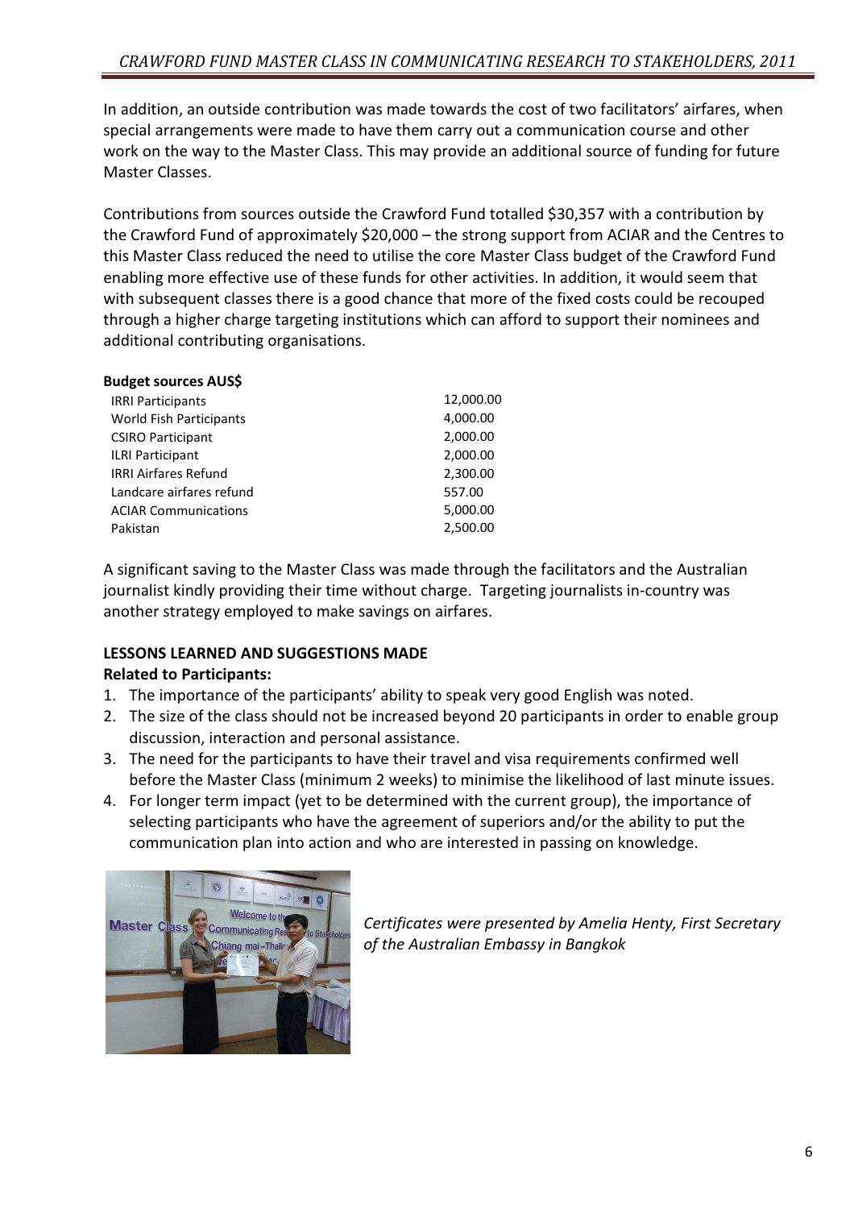In addition, an outside contribution was made towards the cost of two facilitators' airfares, when special arrangements were made to have them carry out a communication course and other work on the way to the Master Class. This may provide an additional source of funding for future Master Classes.

Contributions from sources outside the Crawford Fund totalled $30,357 with a contribution by the Crawford Fund of approximately $20,000 – the strong support from ACIAR and the Centres to this Master Class reduced the need to utilise the core Master Class budget of the Crawford Fund enabling more effective use of these funds for other activities. In addition, it would seem that with subsequent classes there is a good chance that more of the fixed costs could be recouped through a higher charge targeting institutions which can afford to support their nominees and additional contributing organisations.

**Budget sources AUS$**

| | |
|---|---|
| IRRI Participants | 12,000.00 |
| World Fish Participants | 4,000.00 |
| CSIRO Participant | 2,000.00 |
| ILRI Participant | 2,000.00 |
| IRRI Airfares Refund | 2,300.00 |
| Landcare airfares refund | 557.00 |
| ACIAR Communications | 5,000.00 |
| Pakistan | 2,500.00 |

A significant saving to the Master Class was made through the facilitators and the Australian journalist kindly providing their time without charge. Targeting journalists in-country was another strategy employed to make savings on airfares.

**LESSONS LEARNED AND SUGGESTIONS MADE**

**Related to Participants:**

1. The importance of the participants' ability to speak very good English was noted.
2. The size of the class should not be increased beyond 20 participants in order to enable group discussion, interaction and personal assistance.
3. The need for the participants to have their travel and visa requirements confirmed well before the Master Class (minimum 2 weeks) to minimise the likelihood of last minute issues.
4. For longer term impact (yet to be determined with the current group), the importance of selecting participants who have the agreement of superiors and/or the ability to put the communication plan into action and who are interested in passing on knowledge.

*Certificates were presented by Amelia Henty, First Secretary of the Australian Embassy in Bangkok*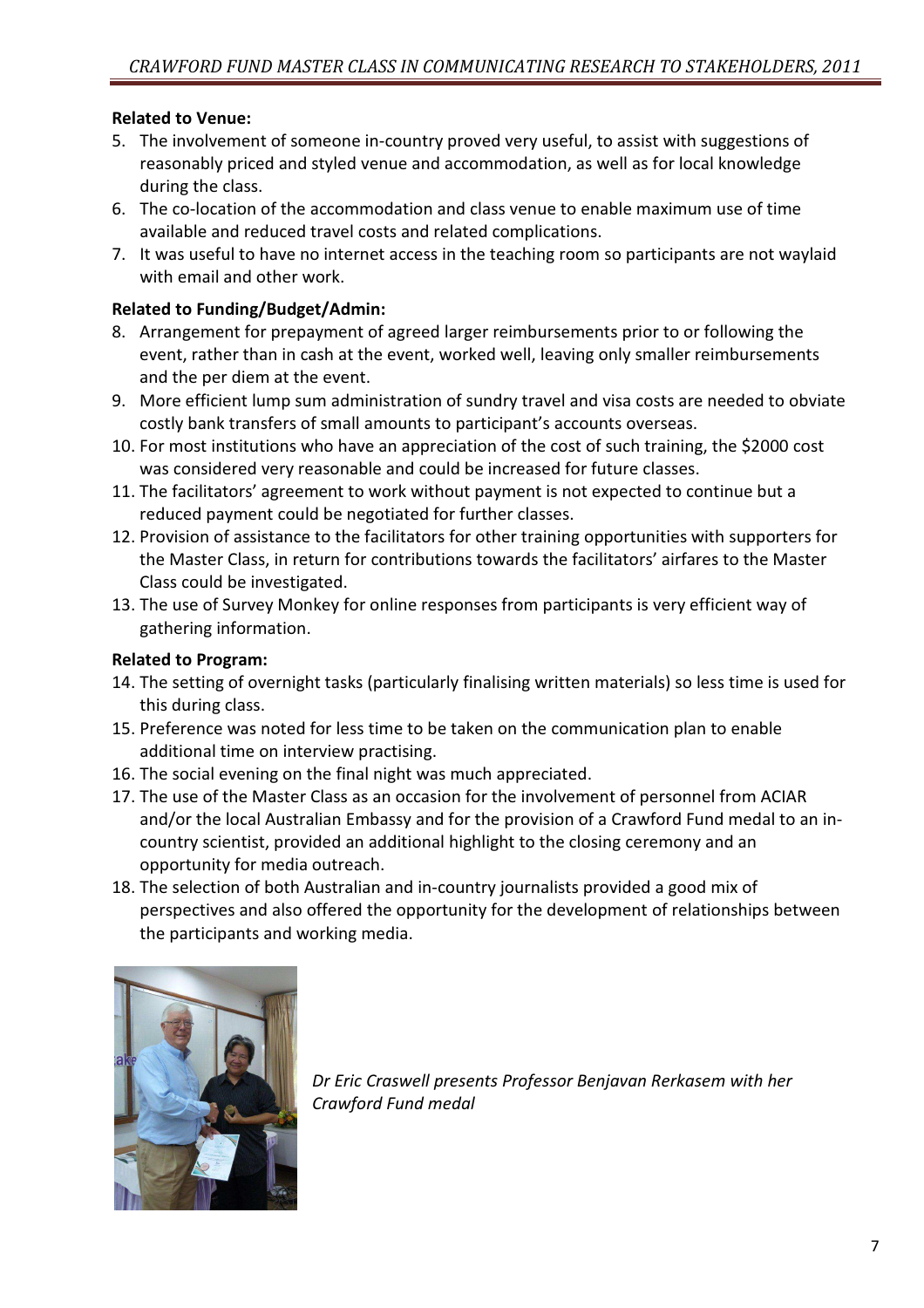**Related to Venue:**

5. The involvement of someone in-country proved very useful, to assist with suggestions of reasonably priced and styled venue and accommodation, as well as for local knowledge during the class.
6. The co-location of the accommodation and class venue to enable maximum use of time available and reduced travel costs and related complications.
7. It was useful to have no internet access in the teaching room so participants are not waylaid with email and other work.

**Related to Funding/Budget/Admin:**

8. Arrangement for prepayment of agreed larger reimbursements prior to or following the event, rather than in cash at the event, worked well, leaving only smaller reimbursements and the per diem at the event.
9. More efficient lump sum administration of sundry travel and visa costs are needed to obviate costly bank transfers of small amounts to participant's accounts overseas.
10. For most institutions who have an appreciation of the cost of such training, the $2000 cost was considered very reasonable and could be increased for future classes.
11. The facilitators' agreement to work without payment is not expected to continue but a reduced payment could be negotiated for further classes.
12. Provision of assistance to the facilitators for other training opportunities with supporters for the Master Class, in return for contributions towards the facilitators' airfares to the Master Class could be investigated.
13. The use of Survey Monkey for online responses from participants is very efficient way of gathering information.

**Related to Program:**

14. The setting of overnight tasks (particularly finalising written materials) so less time is used for this during class.
15. Preference was noted for less time to be taken on the communication plan to enable additional time on interview practising.
16. The social evening on the final night was much appreciated.
17. The use of the Master Class as an occasion for the involvement of personnel from ACIAR and/or the local Australian Embassy and for the provision of a Crawford Fund medal to an in-country scientist, provided an additional highlight to the closing ceremony and an opportunity for media outreach.
18. The selection of both Australian and in-country journalists provided a good mix of perspectives and also offered the opportunity for the development of relationships between the participants and working media.

*Dr Eric Craswell presents Professor Benjavan Rerkasem with her Crawford Fund medal*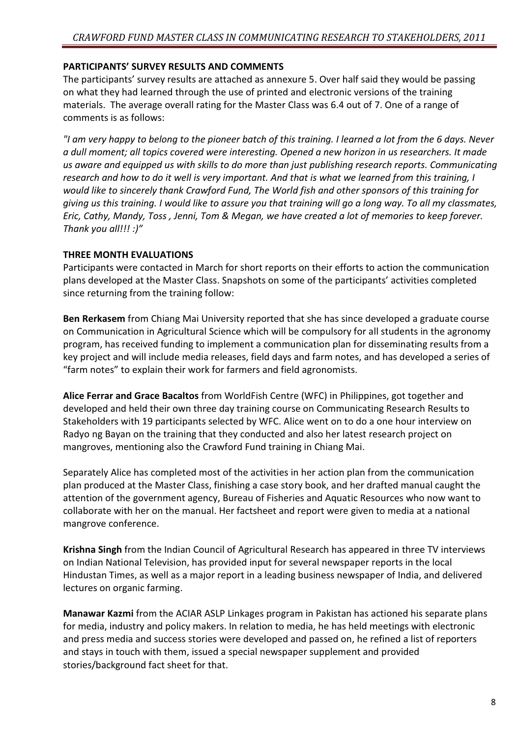## PARTICIPANTS' SURVEY RESULTS AND COMMENTS

The participants' survey results are attached as annexure 5. Over half said they would be passing on what they had learned through the use of printed and electronic versions of the training materials. The average overall rating for the Master Class was 6.4 out of 7. One of a range of comments is as follows:

*"I am very happy to belong to the pioneer batch of this training. I learned a lot from the 6 days. Never a dull moment; all topics covered were interesting. Opened a new horizon in us researchers. It made us aware and equipped us with skills to do more than just publishing research reports. Communicating research and how to do it well is very important. And that is what we learned from this training, I would like to sincerely thank Crawford Fund, The World fish and other sponsors of this training for giving us this training. I would like to assure you that training will go a long way. To all my classmates, Eric, Cathy, Mandy, Toss , Jenni, Tom & Megan, we have created a lot of memories to keep forever. Thank you all!!! :)"*

## THREE MONTH EVALUATIONS

Participants were contacted in March for short reports on their efforts to action the communication plans developed at the Master Class. Snapshots on some of the participants' activities completed since returning from the training follow:

**Ben Rerkasem** from Chiang Mai University reported that she has since developed a graduate course on Communication in Agricultural Science which will be compulsory for all students in the agronomy program, has received funding to implement a communication plan for disseminating results from a key project and will include media releases, field days and farm notes, and has developed a series of "farm notes" to explain their work for farmers and field agronomists.

**Alice Ferrar and Grace Bacaltos** from WorldFish Centre (WFC) in Philippines, got together and developed and held their own three day training course on Communicating Research Results to Stakeholders with 19 participants selected by WFC. Alice went on to do a one hour interview on Radyo ng Bayan on the training that they conducted and also her latest research project on mangroves, mentioning also the Crawford Fund training in Chiang Mai.

Separately Alice has completed most of the activities in her action plan from the communication plan produced at the Master Class, finishing a case story book, and her drafted manual caught the attention of the government agency, Bureau of Fisheries and Aquatic Resources who now want to collaborate with her on the manual. Her factsheet and report were given to media at a national mangrove conference.

**Krishna Singh** from the Indian Council of Agricultural Research has appeared in three TV interviews on Indian National Television, has provided input for several newspaper reports in the local Hindustan Times, as well as a major report in a leading business newspaper of India, and delivered lectures on organic farming.

**Manawar Kazmi** from the ACIAR ASLP Linkages program in Pakistan has actioned his separate plans for media, industry and policy makers. In relation to media, he has held meetings with electronic and press media and success stories were developed and passed on, he refined a list of reporters and stays in touch with them, issued a special newspaper supplement and provided stories/background fact sheet for that.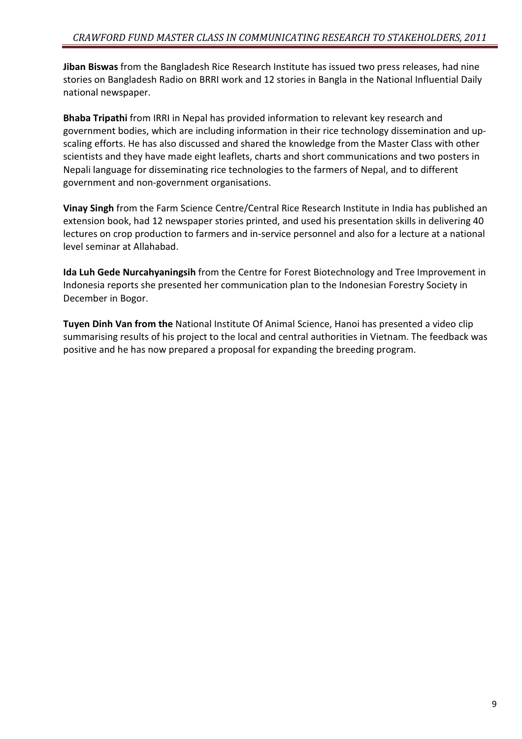**Jiban Biswas** from the Bangladesh Rice Research Institute has issued two press releases, had nine stories on Bangladesh Radio on BRRI work and 12 stories in Bangla in the National Influential Daily national newspaper.

**Bhaba Tripathi** from IRRI in Nepal has provided information to relevant key research and government bodies, which are including information in their rice technology dissemination and up-scaling efforts. He has also discussed and shared the knowledge from the Master Class with other scientists and they have made eight leaflets, charts and short communications and two posters in Nepali language for disseminating rice technologies to the farmers of Nepal, and to different government and non-government organisations.

**Vinay Singh** from the Farm Science Centre/Central Rice Research Institute in India has published an extension book, had 12 newspaper stories printed, and used his presentation skills in delivering 40 lectures on crop production to farmers and in-service personnel and also for a lecture at a national level seminar at Allahabad.

**Ida Luh Gede Nurcahyaningsih** from the Centre for Forest Biotechnology and Tree Improvement in Indonesia reports she presented her communication plan to the Indonesian Forestry Society in December in Bogor.

**Tuyen Dinh Van from the** National Institute Of Animal Science, Hanoi has presented a video clip summarising results of his project to the local and central authorities in Vietnam. The feedback was positive and he has now prepared a proposal for expanding the breeding program.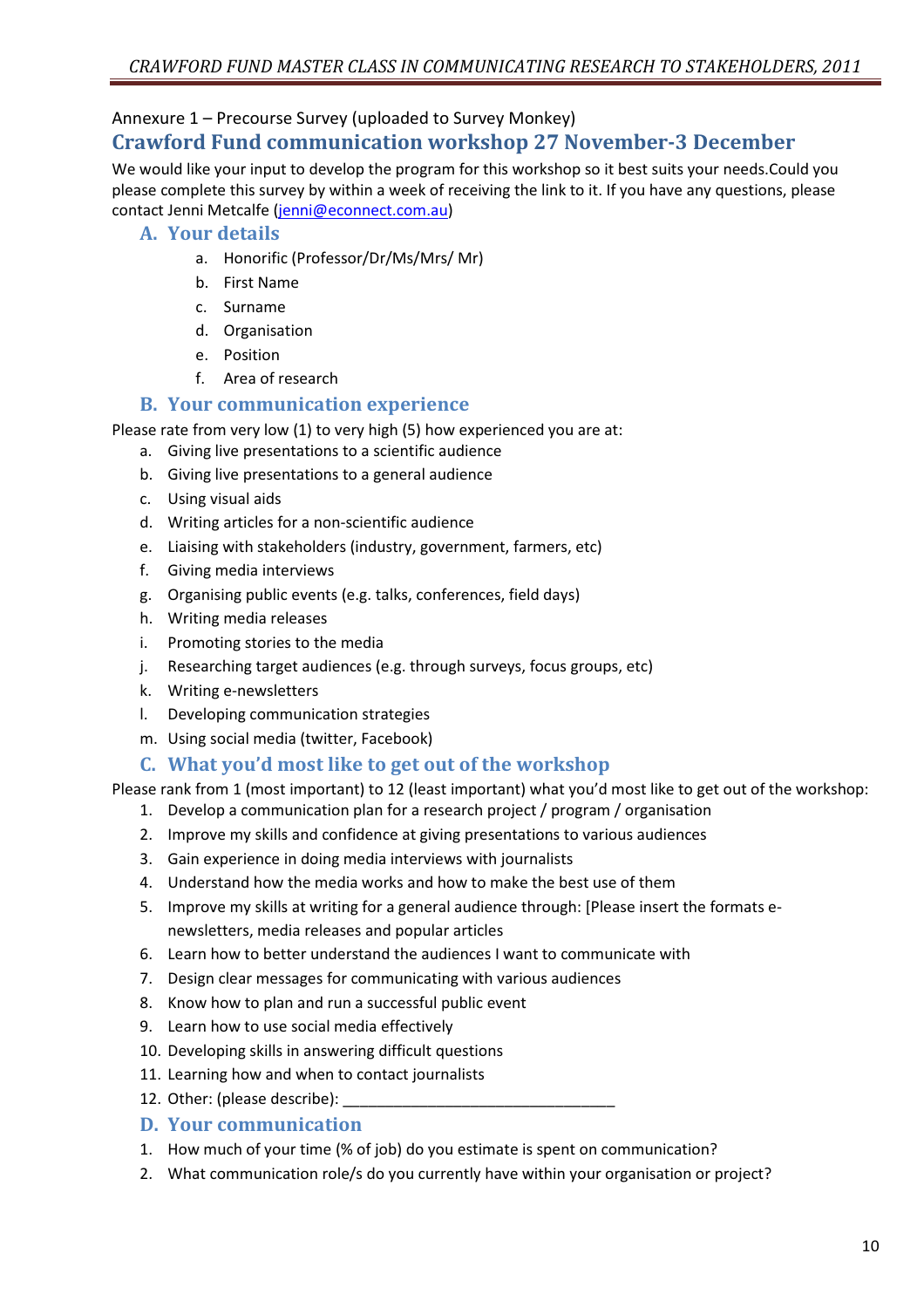Annexure 1 – Precourse Survey (uploaded to Survey Monkey)

# Crawford Fund communication workshop 27 November-3 December

We would like your input to develop the program for this workshop so it best suits your needs.Could you please complete this survey by within a week of receiving the link to it. If you have any questions, please contact Jenni Metcalfe (jenni@econnect.com.au)

## A. Your details

a. Honorific (Professor/Dr/Ms/Mrs/ Mr)
b. First Name
c. Surname
d. Organisation
e. Position
f. Area of research

## B. Your communication experience

Please rate from very low (1) to very high (5) how experienced you are at:

a. Giving live presentations to a scientific audience
b. Giving live presentations to a general audience
c. Using visual aids
d. Writing articles for a non-scientific audience
e. Liaising with stakeholders (industry, government, farmers, etc)
f. Giving media interviews
g. Organising public events (e.g. talks, conferences, field days)
h. Writing media releases
i. Promoting stories to the media
j. Researching target audiences (e.g. through surveys, focus groups, etc)
k. Writing e-newsletters
l. Developing communication strategies
m. Using social media (twitter, Facebook)

## C. What you'd most like to get out of the workshop

Please rank from 1 (most important) to 12 (least important) what you'd most like to get out of the workshop:

1. Develop a communication plan for a research project / program / organisation
2. Improve my skills and confidence at giving presentations to various audiences
3. Gain experience in doing media interviews with journalists
4. Understand how the media works and how to make the best use of them
5. Improve my skills at writing for a general audience through: [Please insert the formats e-newsletters, media releases and popular articles
6. Learn how to better understand the audiences I want to communicate with
7. Design clear messages for communicating with various audiences
8. Know how to plan and run a successful public event
9. Learn how to use social media effectively
10. Developing skills in answering difficult questions
11. Learning how and when to contact journalists
12. Other: (please describe): ________________________________

## D. Your communication

1. How much of your time (% of job) do you estimate is spent on communication?
2. What communication role/s do you currently have within your organisation or project?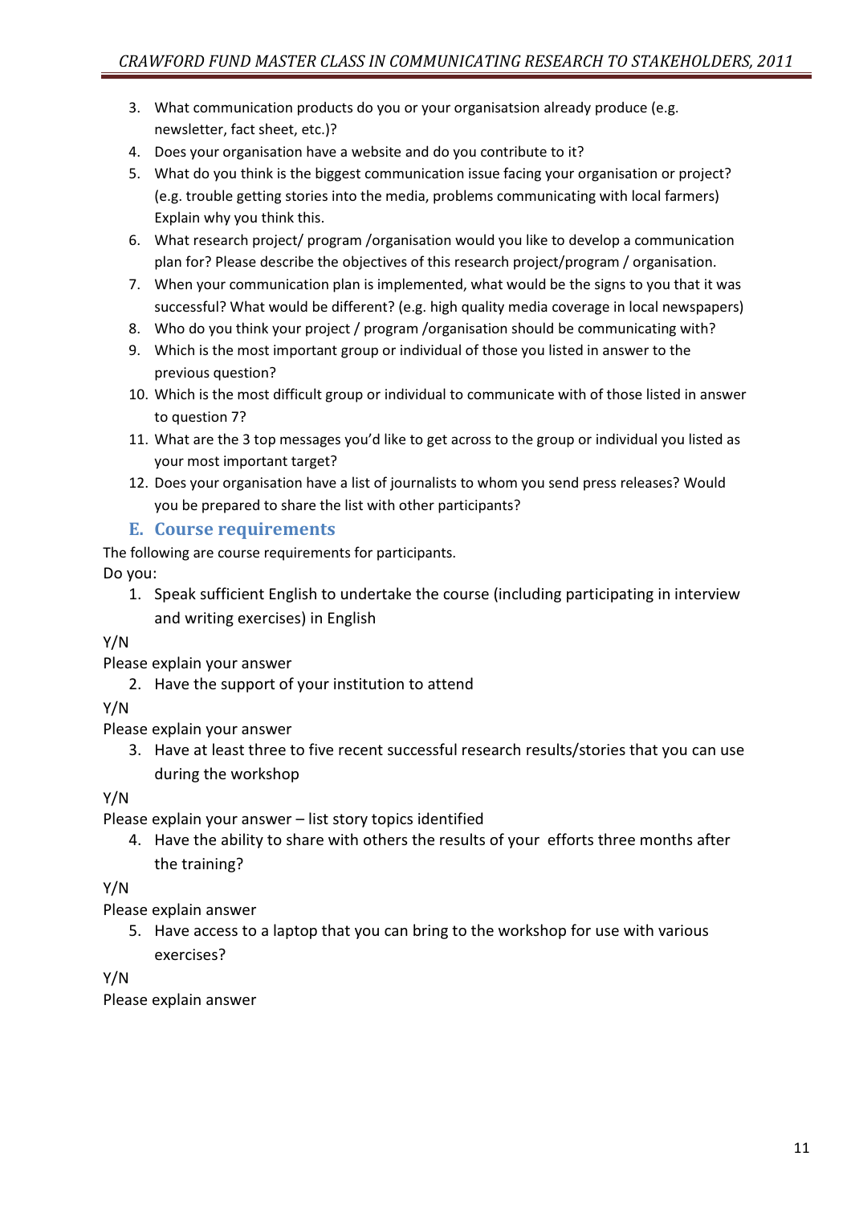3. What communication products do you or your organisatsion already produce (e.g. newsletter, fact sheet, etc.)?
4. Does your organisation have a website and do you contribute to it?
5. What do you think is the biggest communication issue facing your organisation or project? (e.g. trouble getting stories into the media, problems communicating with local farmers) Explain why you think this.
6. What research project/ program /organisation would you like to develop a communication plan for? Please describe the objectives of this research project/program / organisation.
7. When your communication plan is implemented, what would be the signs to you that it was successful? What would be different? (e.g. high quality media coverage in local newspapers)
8. Who do you think your project / program /organisation should be communicating with?
9. Which is the most important group or individual of those you listed in answer to the previous question?
10. Which is the most difficult group or individual to communicate with of those listed in answer to question 7?
11. What are the 3 top messages you'd like to get across to the group or individual you listed as your most important target?
12. Does your organisation have a list of journalists to whom you send press releases? Would you be prepared to share the list with other participants?

## E. Course requirements

The following are course requirements for participants.

Do you:

1. Speak sufficient English to undertake the course (including participating in interview and writing exercises) in English

Y/N

Please explain your answer

2. Have the support of your institution to attend

Y/N

Please explain your answer

3. Have at least three to five recent successful research results/stories that you can use during the workshop

Y/N

Please explain your answer – list story topics identified

4. Have the ability to share with others the results of your efforts three months after the training?

Y/N

Please explain answer

5. Have access to a laptop that you can bring to the workshop for use with various exercises?

Y/N

Please explain answer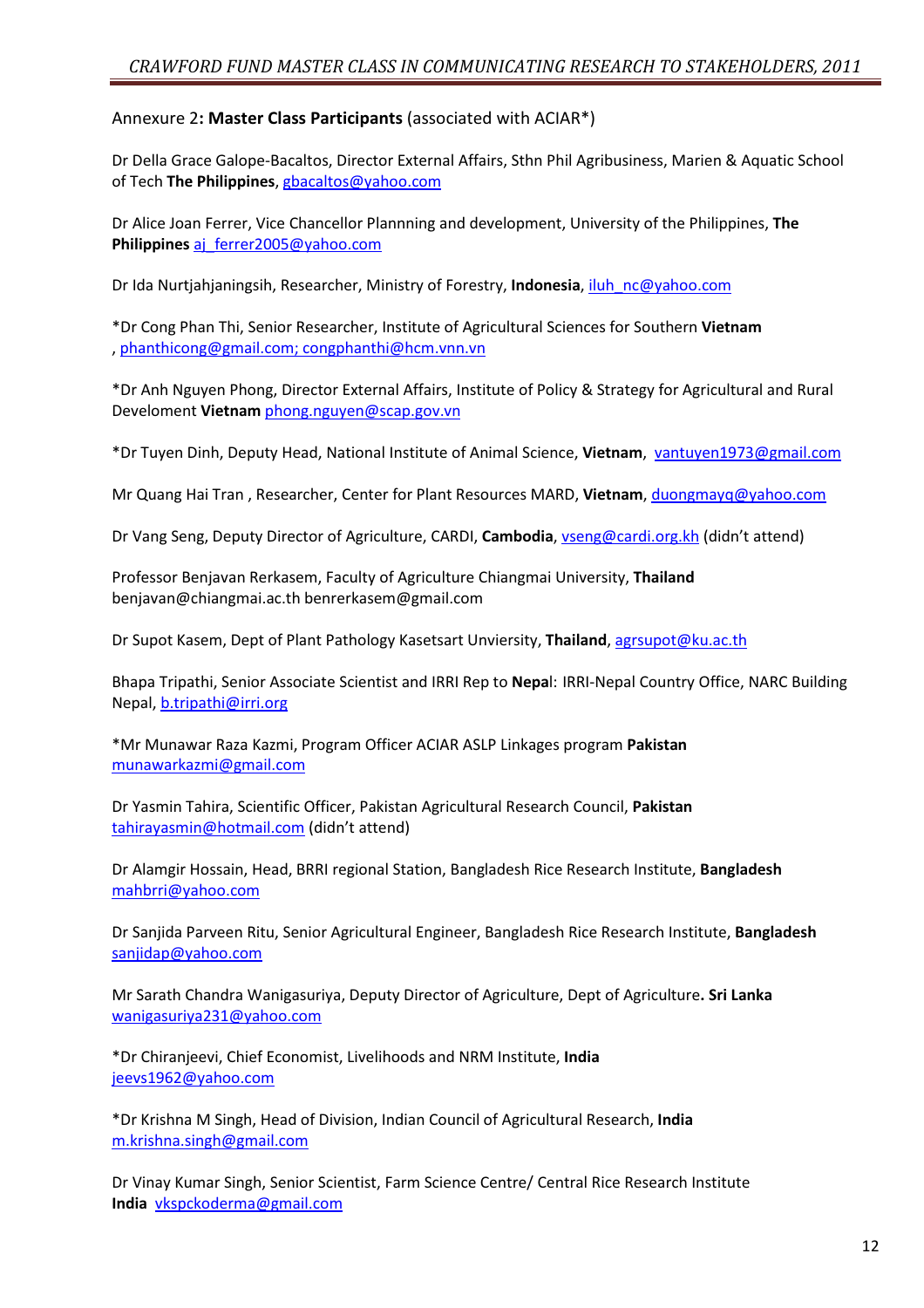Annexure 2**: Master Class Participants** (associated with ACIAR*)

Dr Della Grace Galope-Bacaltos, Director External Affairs, Sthn Phil Agribusiness, Marien & Aquatic School of Tech **The Philippines**, gbacaltos@yahoo.com

Dr Alice Joan Ferrer, Vice Chancellor Plannning and development, University of the Philippines, **The Philippines** aj_ferrer2005@yahoo.com

Dr Ida Nurtjahjaningsih, Researcher, Ministry of Forestry, **Indonesia**, iluh_nc@yahoo.com

*Dr Cong Phan Thi, Senior Researcher, Institute of Agricultural Sciences for Southern **Vietnam** , phanthicong@gmail.com; congphanthi@hcm.vnn.vn

*Dr Anh Nguyen Phong, Director External Affairs, Institute of Policy & Strategy for Agricultural and Rural Develoment **Vietnam** phong.nguyen@scap.gov.vn

*Dr Tuyen Dinh, Deputy Head, National Institute of Animal Science, **Vietnam**, vantuyen1973@gmail.com

Mr Quang Hai Tran , Researcher, Center for Plant Resources MARD, **Vietnam**, duongmayq@yahoo.com

Dr Vang Seng, Deputy Director of Agriculture, CARDI, **Cambodia**, vseng@cardi.org.kh (didn't attend)

Professor Benjavan Rerkasem, Faculty of Agriculture Chiangmai University, **Thailand** benjavan@chiangmai.ac.th benrerkasem@gmail.com

Dr Supot Kasem, Dept of Plant Pathology Kasetsart Unviersity, **Thailand**, agrsupot@ku.ac.th

Bhapa Tripathi, Senior Associate Scientist and IRRI Rep to **Nepa**l: IRRI-Nepal Country Office, NARC Building Nepal, b.tripathi@irri.org

*Mr Munawar Raza Kazmi, Program Officer ACIAR ASLP Linkages program **Pakistan** munawarkazmi@gmail.com

Dr Yasmin Tahira, Scientific Officer, Pakistan Agricultural Research Council, **Pakistan** tahirayasmin@hotmail.com (didn't attend)

Dr Alamgir Hossain, Head, BRRI regional Station, Bangladesh Rice Research Institute, **Bangladesh** mahbrri@yahoo.com

Dr Sanjida Parveen Ritu, Senior Agricultural Engineer, Bangladesh Rice Research Institute, **Bangladesh** sanjidap@yahoo.com

Mr Sarath Chandra Wanigasuriya, Deputy Director of Agriculture, Dept of Agriculture**. Sri Lanka** wanigasuriya231@yahoo.com

*Dr Chiranjeevi, Chief Economist, Livelihoods and NRM Institute, **India** jeevs1962@yahoo.com

*Dr Krishna M Singh, Head of Division, Indian Council of Agricultural Research, **India** m.krishna.singh@gmail.com

Dr Vinay Kumar Singh, Senior Scientist, Farm Science Centre/ Central Rice Research Institute **India** vkspckoderma@gmail.com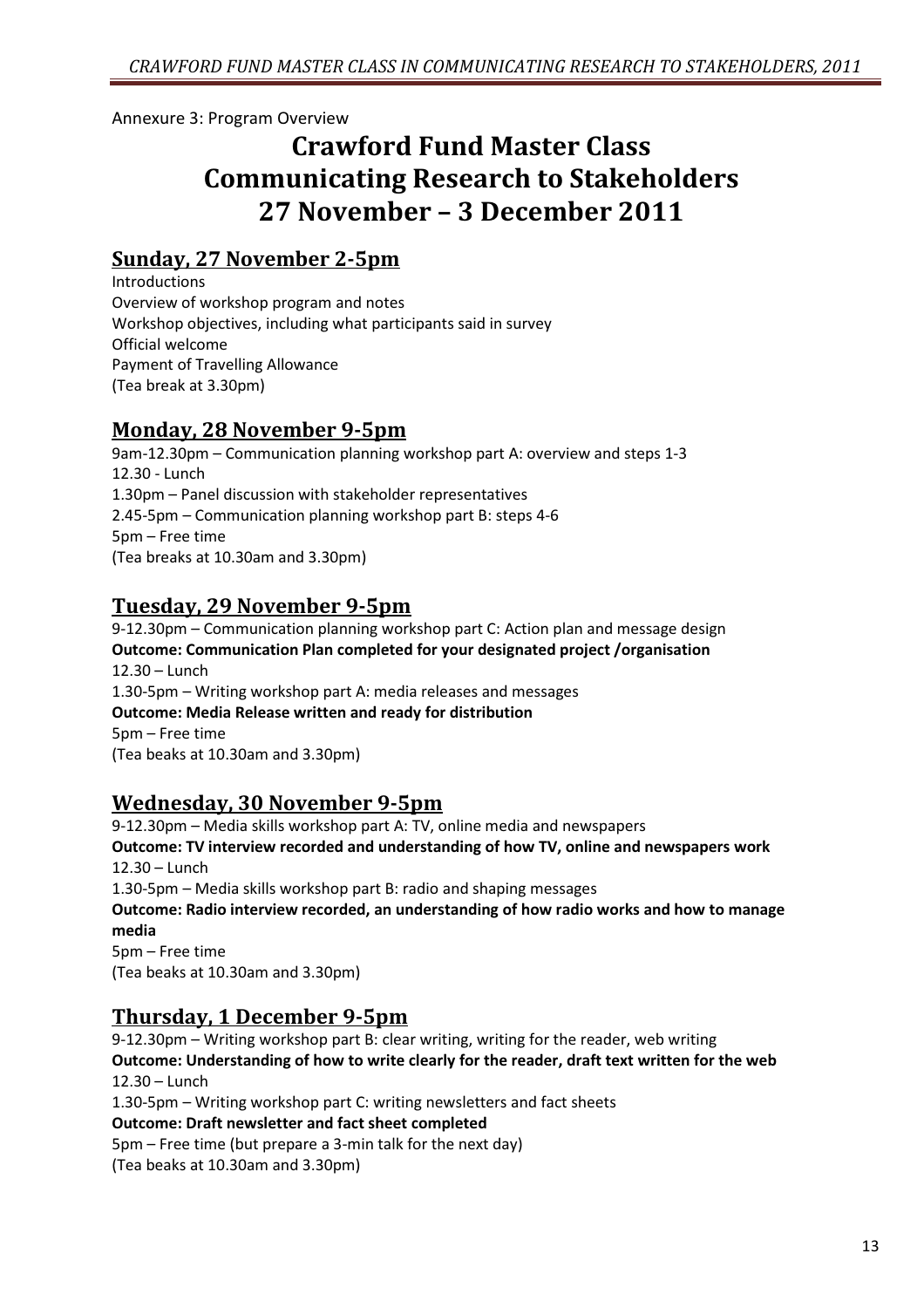Annexure 3: Program Overview

# Crawford Fund Master Class
# Communicating Research to Stakeholders
# 27 November – 3 December 2011

## Sunday, 27 November 2-5pm

Introductions
Overview of workshop program and notes
Workshop objectives, including what participants said in survey
Official welcome
Payment of Travelling Allowance
(Tea break at 3.30pm)

## Monday, 28 November 9-5pm

9am-12.30pm – Communication planning workshop part A: overview and steps 1-3
12.30 - Lunch
1.30pm – Panel discussion with stakeholder representatives
2.45-5pm – Communication planning workshop part B: steps 4-6
5pm – Free time
(Tea breaks at 10.30am and 3.30pm)

## Tuesday, 29 November 9-5pm

9-12.30pm – Communication planning workshop part C: Action plan and message design
**Outcome: Communication Plan completed for your designated project /organisation**
12.30 – Lunch
1.30-5pm – Writing workshop part A: media releases and messages
**Outcome: Media Release written and ready for distribution**
5pm – Free time
(Tea beaks at 10.30am and 3.30pm)

## Wednesday, 30 November 9-5pm

9-12.30pm – Media skills workshop part A: TV, online media and newspapers
**Outcome: TV interview recorded and understanding of how TV, online and newspapers work**
12.30 – Lunch
1.30-5pm – Media skills workshop part B: radio and shaping messages
**Outcome: Radio interview recorded, an understanding of how radio works and how to manage media**
5pm – Free time
(Tea beaks at 10.30am and 3.30pm)

## Thursday, 1 December 9-5pm

9-12.30pm – Writing workshop part B: clear writing, writing for the reader, web writing
**Outcome: Understanding of how to write clearly for the reader, draft text written for the web**
12.30 – Lunch
1.30-5pm – Writing workshop part C: writing newsletters and fact sheets
**Outcome: Draft newsletter and fact sheet completed**
5pm – Free time (but prepare a 3-min talk for the next day)
(Tea beaks at 10.30am and 3.30pm)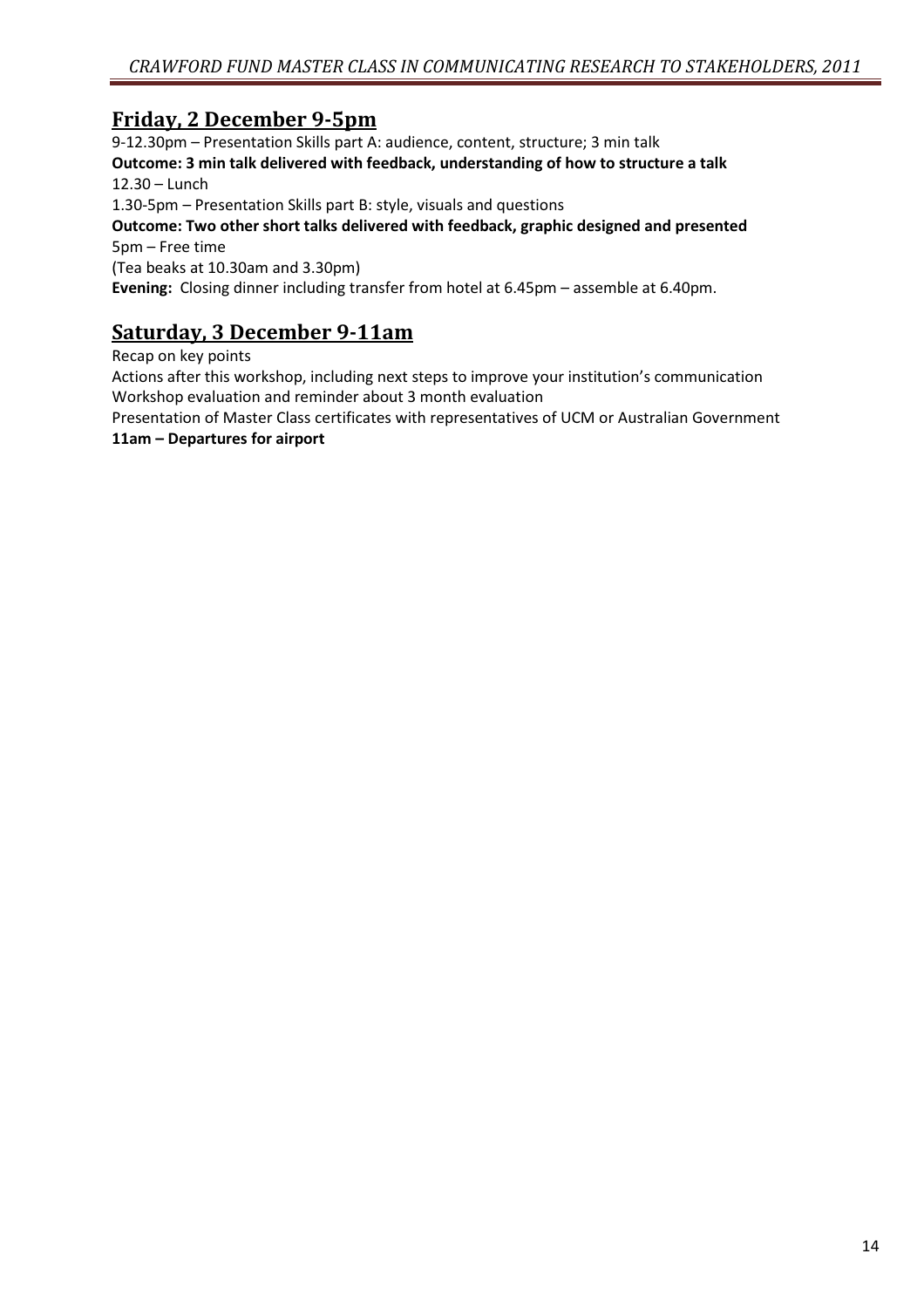## Friday, 2 December 9-5pm

9-12.30pm – Presentation Skills part A: audience, content, structure; 3 min talk
**Outcome: 3 min talk delivered with feedback, understanding of how to structure a talk**
12.30 – Lunch
1.30-5pm – Presentation Skills part B: style, visuals and questions
**Outcome: Two other short talks delivered with feedback, graphic designed and presented**
5pm – Free time
(Tea beaks at 10.30am and 3.30pm)
**Evening:** Closing dinner including transfer from hotel at 6.45pm – assemble at 6.40pm.

## Saturday, 3 December 9-11am

Recap on key points
Actions after this workshop, including next steps to improve your institution's communication
Workshop evaluation and reminder about 3 month evaluation
Presentation of Master Class certificates with representatives of UCM or Australian Government
**11am – Departures for airport**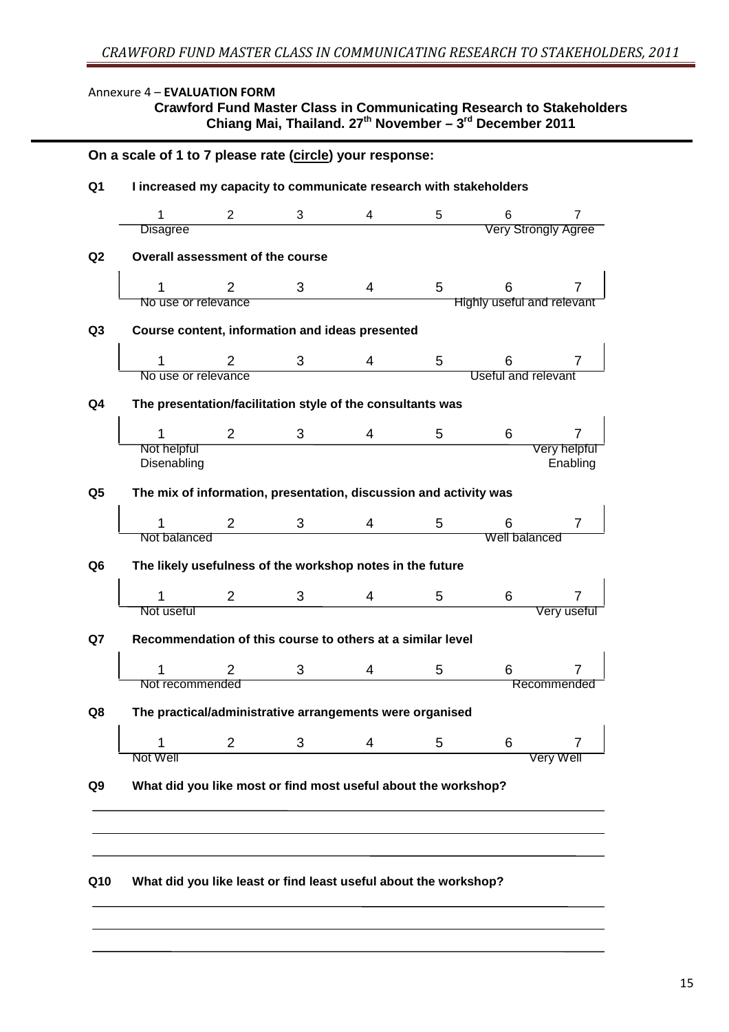Annexure 4 – **EVALUATION FORM**

**Crawford Fund Master Class in Communicating Research to Stakeholders**
**Chiang Mai, Thailand. 27th November – 3rd December 2011**

**On a scale of 1 to 7 please rate (circle) your response:**

**Q1 I increased my capacity to communicate research with stakeholders**

| 1 | 2 | 3 | 4 | 5 | 6 | 7 |
|---|---|---|---|---|---|---|
| Disagree | | | | | Very Strongly Agree | |

**Q2 Overall assessment of the course**

| 1 | 2 | 3 | 4 | 5 | 6 | 7 |
|---|---|---|---|---|---|---|
| No use or relevance | | | | | Highly useful and relevant | |

**Q3 Course content, information and ideas presented**

| 1 | 2 | 3 | 4 | 5 | 6 | 7 |
|---|---|---|---|---|---|---|
| No use or relevance | | | | | Useful and relevant | |

**Q4 The presentation/facilitation style of the consultants was**

| 1 | 2 | 3 | 4 | 5 | 6 | 7 |
|---|---|---|---|---|---|---|
| Not helpful<br>Disenabling | | | | | | Very helpful<br>Enabling |

**Q5 The mix of information, presentation, discussion and activity was**

| 1 | 2 | 3 | 4 | 5 | 6 | 7 |
|---|---|---|---|---|---|---|
| Not balanced | | | | | Well balanced | |

**Q6 The likely usefulness of the workshop notes in the future**

| 1 | 2 | 3 | 4 | 5 | 6 | 7 |
|---|---|---|---|---|---|---|
| Not useful | | | | | | Very useful |

**Q7 Recommendation of this course to others at a similar level**

| 1 | 2 | 3 | 4 | 5 | 6 | 7 |
|---|---|---|---|---|---|---|
| Not recommended | | | | | | Recommended |

**Q8 The practical/administrative arrangements were organised**

| 1 | 2 | 3 | 4 | 5 | 6 | 7 |
|---|---|---|---|---|---|---|
| Not Well | | | | | | Very Well |

**Q9 What did you like most or find most useful about the workshop?**

\_\_\_\_\_\_\_\_\_\_\_\_\_\_\_\_\_\_\_\_\_\_\_\_\_\_\_\_\_\_\_\_\_\_\_\_\_\_\_\_\_\_\_\_\_\_\_\_\_\_\_\_\_\_\_\_\_\_\_\_\_\_\_\_\_\_\_\_\_\_

\_\_\_\_\_\_\_\_\_\_\_\_\_\_\_\_\_\_\_\_\_\_\_\_\_\_\_\_\_\_\_\_\_\_\_\_\_\_\_\_\_\_\_\_\_\_\_\_\_\_\_\_\_\_\_\_\_\_\_\_\_\_\_\_\_\_\_\_\_\_

\_\_\_\_\_\_\_\_\_\_\_\_\_\_\_\_\_\_\_\_\_\_\_\_\_\_\_\_\_\_\_\_\_\_\_\_\_\_\_\_\_\_\_\_\_\_\_\_\_\_\_\_\_\_\_\_\_\_\_\_\_\_\_\_\_\_\_\_\_\_

**Q10 What did you like least or find least useful about the workshop?**

\_\_\_\_\_\_\_\_\_\_\_\_\_\_\_\_\_\_\_\_\_\_\_\_\_\_\_\_\_\_\_\_\_\_\_\_\_\_\_\_\_\_\_\_\_\_\_\_\_\_\_\_\_\_\_\_\_\_\_\_\_\_\_\_\_\_\_\_\_\_

\_\_\_\_\_\_\_\_\_\_\_\_\_\_\_\_\_\_\_\_\_\_\_\_\_\_\_\_\_\_\_\_\_\_\_\_\_\_\_\_\_\_\_\_\_\_\_\_\_\_\_\_\_\_\_\_\_\_\_\_\_\_\_\_\_\_\_\_\_\_

\_\_\_\_\_\_\_\_\_\_\_\_\_\_\_\_\_\_\_\_\_\_\_\_\_\_\_\_\_\_\_\_\_\_\_\_\_\_\_\_\_\_\_\_\_\_\_\_\_\_\_\_\_\_\_\_\_\_\_\_\_\_\_\_\_\_\_\_\_\_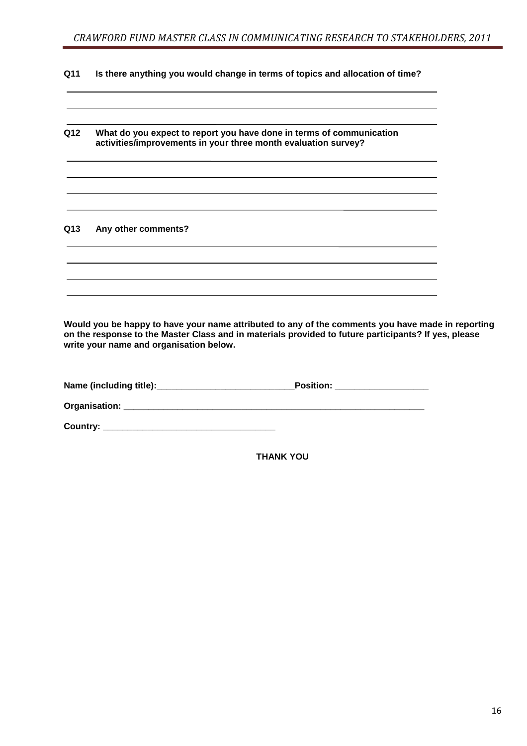**Q11 Is there anything you would change in terms of topics and allocation of time?**

______________________________________________________________________

______________________________________________________________________

______________________________________________________________________

**Q12 What do you expect to report you have done in terms of communication activities/improvements in your three month evaluation survey?**

______________________________________________________________________

______________________________________________________________________

______________________________________________________________________

______________________________________________________________________

**Q13 Any other comments?**

______________________________________________________________________

______________________________________________________________________

______________________________________________________________________

______________________________________________________________________

**Would you be happy to have your name attributed to any of the comments you have made in reporting on the response to the Master Class and in materials provided to future participants? If yes, please write your name and organisation below.**

**Name (including title):**____________________________**Position:** ___________________

**Organisation:** _______________________________________________________________

**Country:** __________________________________

**THANK YOU**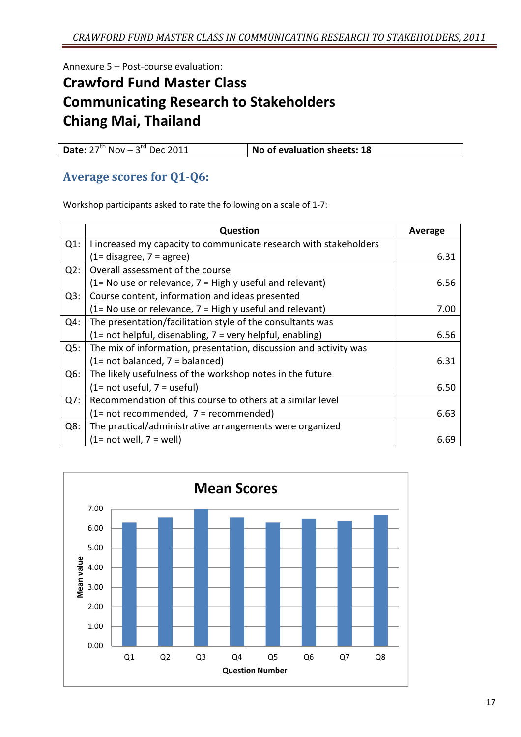Annexure 5 – Post-course evaluation:

# Crawford Fund Master Class
# Communicating Research to Stakeholders
# Chiang Mai, Thailand

| **Date:** 27th Nov – 3rd Dec 2011 | **No of evaluation sheets: 18** |
|---|---|

## Average scores for Q1-Q6:

Workshop participants asked to rate the following on a scale of 1-7:

| | Question | Average |
|---|---|---|
| Q1: | I increased my capacity to communicate research with stakeholders (1= disagree, 7 = agree) | 6.31 |
| Q2: | Overall assessment of the course (1= No use or relevance, 7 = Highly useful and relevant) | 6.56 |
| Q3: | Course content, information and ideas presented (1= No use or relevance, 7 = Highly useful and relevant) | 7.00 |
| Q4: | The presentation/facilitation style of the consultants was (1= not helpful, disenabling, 7 = very helpful, enabling) | 6.56 |
| Q5: | The mix of information, presentation, discussion and activity was (1= not balanced, 7 = balanced) | 6.31 |
| Q6: | The likely usefulness of the workshop notes in the future (1= not useful, 7 = useful) | 6.50 |
| Q7: | Recommendation of this course to others at a similar level (1= not recommended, 7 = recommended) | 6.63 |
| Q8: | The practical/administrative arrangements were organized (1= not well, 7 = well) | 6.69 |

**Mean Scores**

Mean value

7.00
6.00
5.00
4.00
3.00
2.00
1.00
0.00

Q1 Q2 Q3 Q4 Q5 Q6 Q7 Q8

Question Number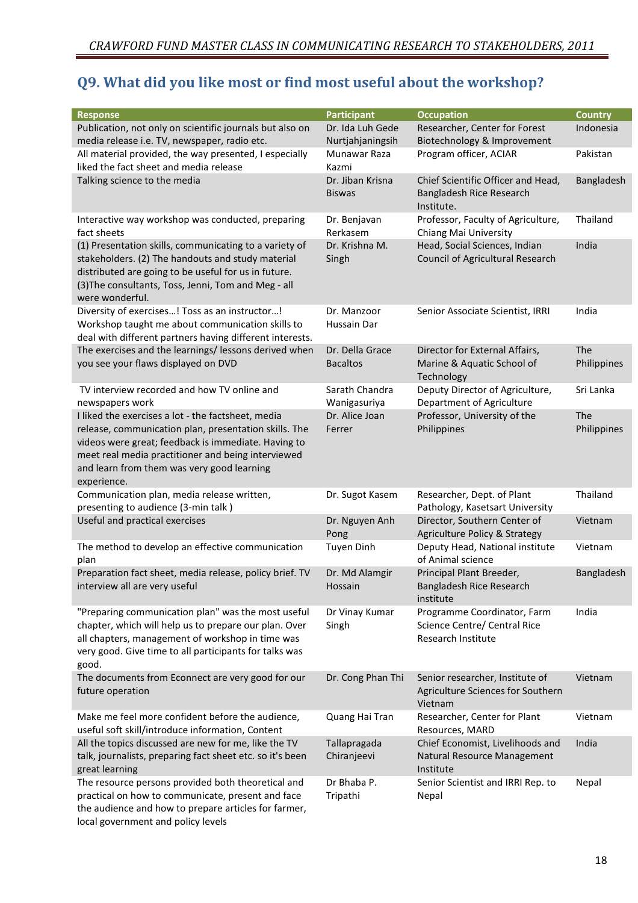## Q9. What did you like most or find most useful about the workshop?

| Response | Participant | Occupation | Country |
|---|---|---|---|
| Publication, not only on scientific journals but also on media release i.e. TV, newspaper, radio etc. | Dr. Ida Luh Gede Nurtjahjaningsih | Researcher, Center for Forest Biotechnology & Improvement | Indonesia |
| All material provided, the way presented, I especially liked the fact sheet and media release | Munawar Raza Kazmi | Program officer, ACIAR | Pakistan |
| Talking science to the media | Dr. Jiban Krisna Biswas | Chief Scientific Officer and Head, Bangladesh Rice Research Institute. | Bangladesh |
| Interactive way workshop was conducted, preparing fact sheets | Dr. Benjavan Rerkasem | Professor, Faculty of Agriculture, Chiang Mai University | Thailand |
| (1) Presentation skills, communicating to a variety of stakeholders. (2) The handouts and study material distributed are going to be useful for us in future. (3)The consultants, Toss, Jenni, Tom and Meg - all were wonderful. | Dr. Krishna M. Singh | Head, Social Sciences, Indian Council of Agricultural Research | India |
| Diversity of exercises…! Toss as an instructor…! Workshop taught me about communication skills to deal with different partners having different interests. | Dr. Manzoor Hussain Dar | Senior Associate Scientist, IRRI | India |
| The exercises and the learnings/ lessons derived when you see your flaws displayed on DVD | Dr. Della Grace Bacaltos | Director for External Affairs, Marine & Aquatic School of Technology | The Philippines |
| TV interview recorded and how TV online and newspapers work | Sarath Chandra Wanigasuriya | Deputy Director of Agriculture, Department of Agriculture | Sri Lanka |
| I liked the exercises a lot - the factsheet, media release, communication plan, presentation skills. The videos were great; feedback is immediate. Having to meet real media practitioner and being interviewed and learn from them was very good learning experience. | Dr. Alice Joan Ferrer | Professor, University of the Philippines | The Philippines |
| Communication plan, media release written, presenting to audience (3-min talk ) | Dr. Sugot Kasem | Researcher, Dept. of Plant Pathology, Kasetsart University | Thailand |
| Useful and practical exercises | Dr. Nguyen Anh Pong | Director, Southern Center of Agriculture Policy & Strategy | Vietnam |
| The method to develop an effective communication plan | Tuyen Dinh | Deputy Head, National institute of Animal science | Vietnam |
| Preparation fact sheet, media release, policy brief. TV interview all are very useful | Dr. Md Alamgir Hossain | Principal Plant Breeder, Bangladesh Rice Research institute | Bangladesh |
| "Preparing communication plan" was the most useful chapter, which will help us to prepare our plan. Over all chapters, management of workshop in time was very good. Give time to all participants for talks was good. | Dr Vinay Kumar Singh | Programme Coordinator, Farm Science Centre/ Central Rice Research Institute | India |
| The documents from Econnect are very good for our future operation | Dr. Cong Phan Thi | Senior researcher, Institute of Agriculture Sciences for Southern Vietnam | Vietnam |
| Make me feel more confident before the audience, useful soft skill/introduce information, Content | Quang Hai Tran | Researcher, Center for Plant Resources, MARD | Vietnam |
| All the topics discussed are new for me, like the TV talk, journalists, preparing fact sheet etc. so it's been great learning | Tallapragada Chiranjeevi | Chief Economist, Livelihoods and Natural Resource Management Institute | India |
| The resource persons provided both theoretical and practical on how to communicate, present and face the audience and how to prepare articles for farmer, local government and policy levels | Dr Bhaba P. Tripathi | Senior Scientist and IRRI Rep. to Nepal | Nepal |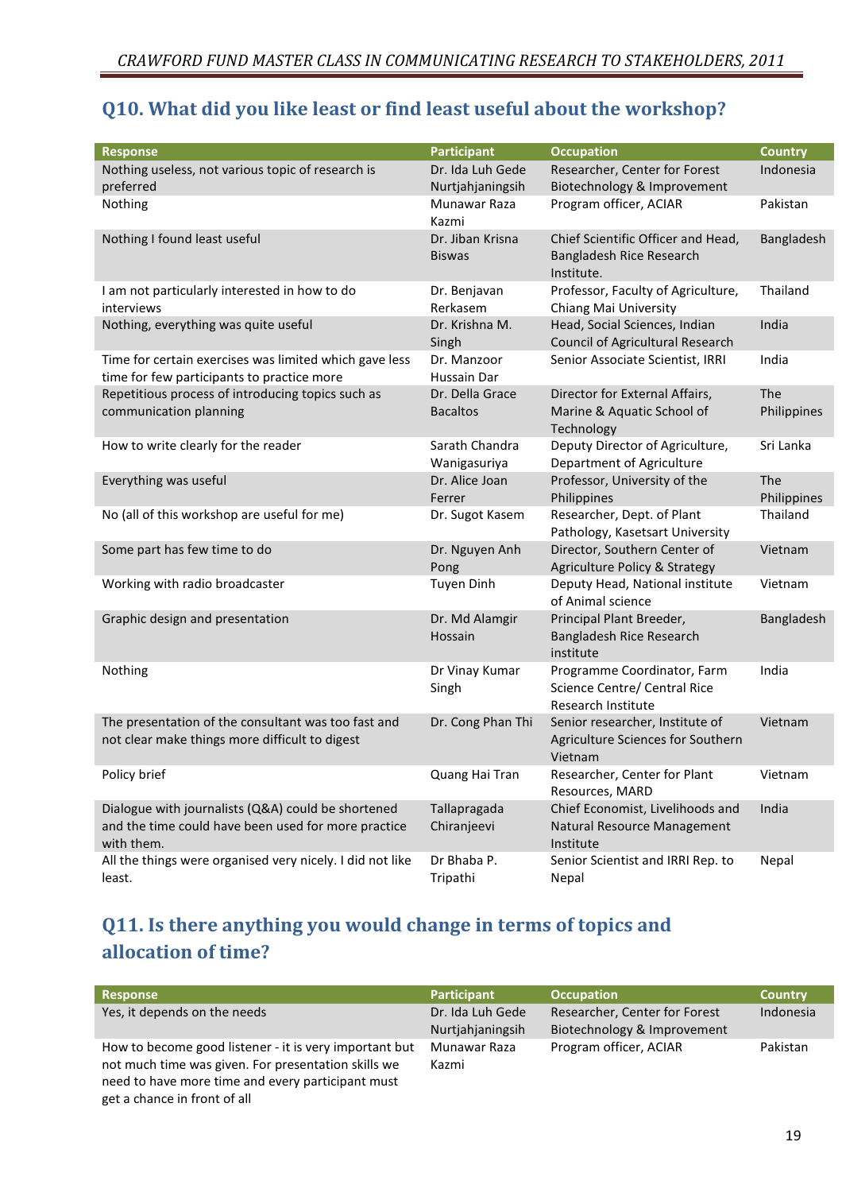## Q10. What did you like least or find least useful about the workshop?

| Response | Participant | Occupation | Country |
|---|---|---|---|
| Nothing useless, not various topic of research is preferred | Dr. Ida Luh Gede Nurtjahjaningsih | Researcher, Center for Forest Biotechnology & Improvement | Indonesia |
| Nothing | Munawar Raza Kazmi | Program officer, ACIAR | Pakistan |
| Nothing I found least useful | Dr. Jiban Krisna Biswas | Chief Scientific Officer and Head, Bangladesh Rice Research Institute. | Bangladesh |
| I am not particularly interested in how to do interviews | Dr. Benjavan Rerkasem | Professor, Faculty of Agriculture, Chiang Mai University | Thailand |
| Nothing, everything was quite useful | Dr. Krishna M. Singh | Head, Social Sciences, Indian Council of Agricultural Research | India |
| Time for certain exercises was limited which gave less time for few participants to practice more | Dr. Manzoor Hussain Dar | Senior Associate Scientist, IRRI | India |
| Repetitious process of introducing topics such as communication planning | Dr. Della Grace Bacaltos | Director for External Affairs, Marine & Aquatic School of Technology | The Philippines |
| How to write clearly for the reader | Sarath Chandra Wanigasuriya | Deputy Director of Agriculture, Department of Agriculture | Sri Lanka |
| Everything was useful | Dr. Alice Joan Ferrer | Professor, University of the Philippines | The Philippines |
| No (all of this workshop are useful for me) | Dr. Sugot Kasem | Researcher, Dept. of Plant Pathology, Kasetsart University | Thailand |
| Some part has few time to do | Dr. Nguyen Anh Pong | Director, Southern Center of Agriculture Policy & Strategy | Vietnam |
| Working with radio broadcaster | Tuyen Dinh | Deputy Head, National institute of Animal science | Vietnam |
| Graphic design and presentation | Dr. Md Alamgir Hossain | Principal Plant Breeder, Bangladesh Rice Research institute | Bangladesh |
| Nothing | Dr Vinay Kumar Singh | Programme Coordinator, Farm Science Centre/ Central Rice Research Institute | India |
| The presentation of the consultant was too fast and not clear make things more difficult to digest | Dr. Cong Phan Thi | Senior researcher, Institute of Agriculture Sciences for Southern Vietnam | Vietnam |
| Policy brief | Quang Hai Tran | Researcher, Center for Plant Resources, MARD | Vietnam |
| Dialogue with journalists (Q&A) could be shortened and the time could have been used for more practice with them. | Tallapragada Chiranjeevi | Chief Economist, Livelihoods and Natural Resource Management Institute | India |
| All the things were organised very nicely. I did not like least. | Dr Bhaba P. Tripathi | Senior Scientist and IRRI Rep. to Nepal | Nepal |

## Q11. Is there anything you would change in terms of topics and allocation of time?

| Response | Participant | Occupation | Country |
|---|---|---|---|
| Yes, it depends on the needs | Dr. Ida Luh Gede Nurtjahjaningsih | Researcher, Center for Forest Biotechnology & Improvement | Indonesia |
| How to become good listener - it is very important but not much time was given. For presentation skills we need to have more time and every participant must get a chance in front of all | Munawar Raza Kazmi | Program officer, ACIAR | Pakistan |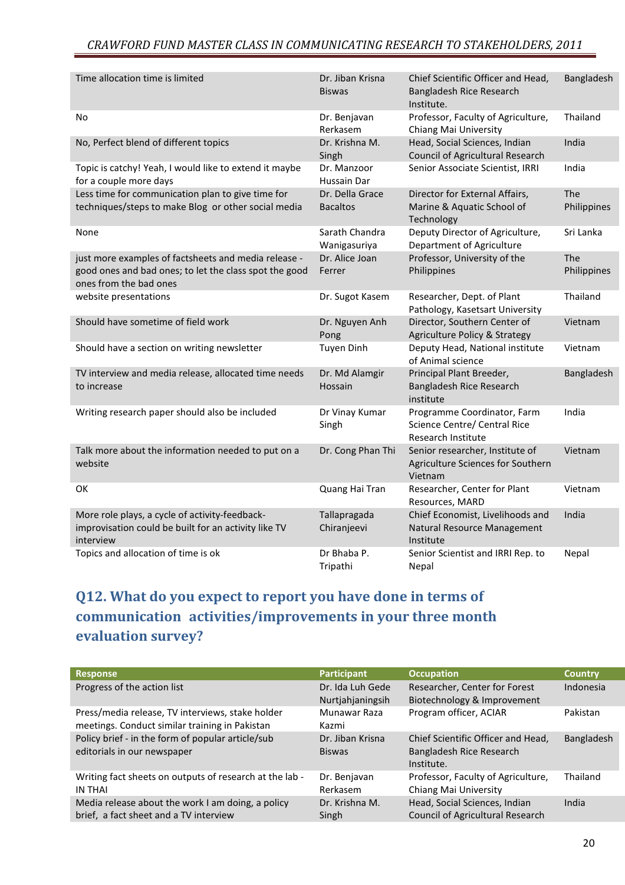| | | | |
|---|---|---|---|
| Time allocation time is limited | Dr. Jiban Krisna Biswas | Chief Scientific Officer and Head, Bangladesh Rice Research Institute. | Bangladesh |
| No | Dr. Benjavan Rerkasem | Professor, Faculty of Agriculture, Chiang Mai University | Thailand |
| No, Perfect blend of different topics | Dr. Krishna M. Singh | Head, Social Sciences, Indian Council of Agricultural Research | India |
| Topic is catchy! Yeah, I would like to extend it maybe for a couple more days | Dr. Manzoor Hussain Dar | Senior Associate Scientist, IRRI | India |
| Less time for communication plan to give time for techniques/steps to make Blog or other social media | Dr. Della Grace Bacaltos | Director for External Affairs, Marine & Aquatic School of Technology | The Philippines |
| None | Sarath Chandra Wanigasuriya | Deputy Director of Agriculture, Department of Agriculture | Sri Lanka |
| just more examples of factsheets and media release - good ones and bad ones; to let the class spot the good ones from the bad ones | Dr. Alice Joan Ferrer | Professor, University of the Philippines | The Philippines |
| website presentations | Dr. Sugot Kasem | Researcher, Dept. of Plant Pathology, Kasetsart University | Thailand |
| Should have sometime of field work | Dr. Nguyen Anh Pong | Director, Southern Center of Agriculture Policy & Strategy | Vietnam |
| Should have a section on writing newsletter | Tuyen Dinh | Deputy Head, National institute of Animal science | Vietnam |
| TV interview and media release, allocated time needs to increase | Dr. Md Alamgir Hossain | Principal Plant Breeder, Bangladesh Rice Research institute | Bangladesh |
| Writing research paper should also be included | Dr Vinay Kumar Singh | Programme Coordinator, Farm Science Centre/ Central Rice Research Institute | India |
| Talk more about the information needed to put on a website | Dr. Cong Phan Thi | Senior researcher, Institute of Agriculture Sciences for Southern Vietnam | Vietnam |
| OK | Quang Hai Tran | Researcher, Center for Plant Resources, MARD | Vietnam |
| More role plays, a cycle of activity-feedback-improvisation could be built for an activity like TV interview | Tallapragada Chiranjeevi | Chief Economist, Livelihoods and Natural Resource Management Institute | India |
| Topics and allocation of time is ok | Dr Bhaba P. Tripathi | Senior Scientist and IRRI Rep. to Nepal | Nepal |

## Q12. What do you expect to report you have done in terms of communication activities/improvements in your three month evaluation survey?

| Response | Participant | Occupation | Country |
|---|---|---|---|
| Progress of the action list | Dr. Ida Luh Gede Nurtjahjaningsih | Researcher, Center for Forest Biotechnology & Improvement | Indonesia |
| Press/media release, TV interviews, stake holder meetings. Conduct similar training in Pakistan | Munawar Raza Kazmi | Program officer, ACIAR | Pakistan |
| Policy brief - in the form of popular article/sub editorials in our newspaper | Dr. Jiban Krisna Biswas | Chief Scientific Officer and Head, Bangladesh Rice Research Institute. | Bangladesh |
| Writing fact sheets on outputs of research at the lab - IN THAI | Dr. Benjavan Rerkasem | Professor, Faculty of Agriculture, Chiang Mai University | Thailand |
| Media release about the work I am doing, a policy brief, a fact sheet and a TV interview | Dr. Krishna M. Singh | Head, Social Sciences, Indian Council of Agricultural Research | India |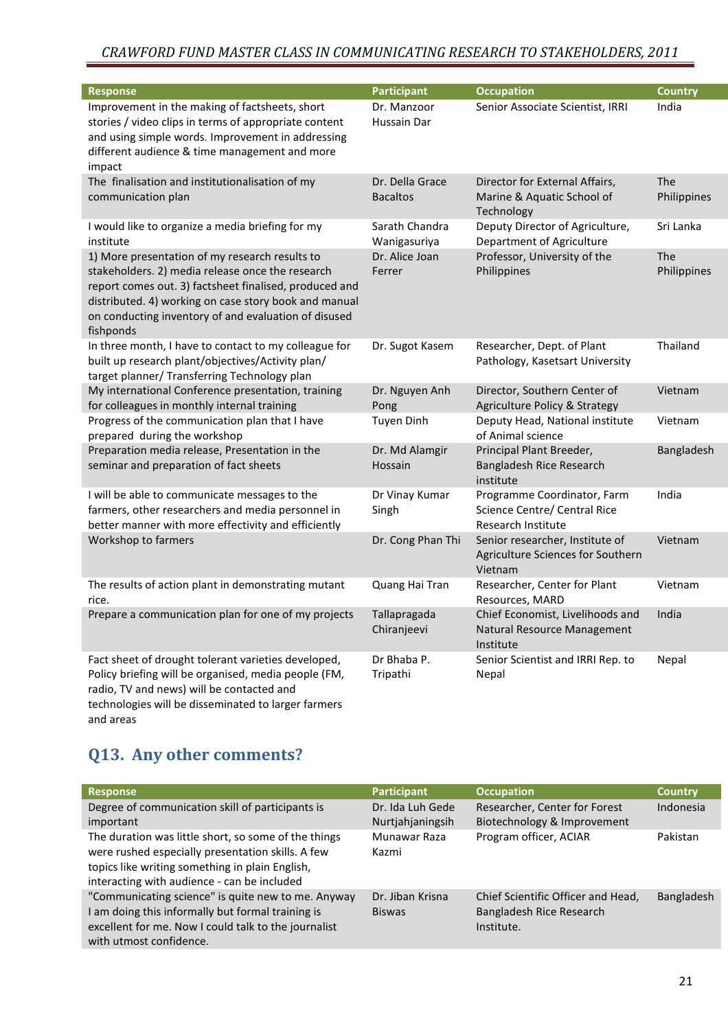| Response | Participant | Occupation | Country |
|---|---|---|---|
| Improvement in the making of factsheets, short stories / video clips in terms of appropriate content and using simple words. Improvement in addressing different audience & time management and more impact | Dr. Manzoor Hussain Dar | Senior Associate Scientist, IRRI | India |
| The finalisation and institutionalisation of my communication plan | Dr. Della Grace Bacaltos | Director for External Affairs, Marine & Aquatic School of Technology | The Philippines |
| I would like to organize a media briefing for my institute | Sarath Chandra Wanigasuriya | Deputy Director of Agriculture, Department of Agriculture | Sri Lanka |
| 1) More presentation of my research results to stakeholders. 2) media release once the research report comes out. 3) factsheet finalised, produced and distributed. 4) working on case story book and manual on conducting inventory of and evaluation of disused fishponds | Dr. Alice Joan Ferrer | Professor, University of the Philippines | The Philippines |
| In three month, I have to contact to my colleague for built up research plant/objectives/Activity plan/ target planner/ Transferring Technology plan | Dr. Sugot Kasem | Researcher, Dept. of Plant Pathology, Kasetsart University | Thailand |
| My international Conference presentation, training for colleagues in monthly internal training | Dr. Nguyen Anh Pong | Director, Southern Center of Agriculture Policy & Strategy | Vietnam |
| Progress of the communication plan that I have prepared during the workshop | Tuyen Dinh | Deputy Head, National institute of Animal science | Vietnam |
| Preparation media release, Presentation in the seminar and preparation of fact sheets | Dr. Md Alamgir Hossain | Principal Plant Breeder, Bangladesh Rice Research institute | Bangladesh |
| I will be able to communicate messages to the farmers, other researchers and media personnel in better manner with more effectivity and efficiently | Dr Vinay Kumar Singh | Programme Coordinator, Farm Science Centre/ Central Rice Research Institute | India |
| Workshop to farmers | Dr. Cong Phan Thi | Senior researcher, Institute of Agriculture Sciences for Southern Vietnam | Vietnam |
| The results of action plant in demonstrating mutant rice. | Quang Hai Tran | Researcher, Center for Plant Resources, MARD | Vietnam |
| Prepare a communication plan for one of my projects | Tallapragada Chiranjeevi | Chief Economist, Livelihoods and Natural Resource Management Institute | India |
| Fact sheet of drought tolerant varieties developed, Policy briefing will be organised, media people (FM, radio, TV and news) will be contacted and technologies will be disseminated to larger farmers and areas | Dr Bhaba P. Tripathi | Senior Scientist and IRRI Rep. to Nepal | Nepal |

## Q13. Any other comments?

| Response | Participant | Occupation | Country |
|---|---|---|---|
| Degree of communication skill of participants is important | Dr. Ida Luh Gede Nurtjahjaningsih | Researcher, Center for Forest Biotechnology & Improvement | Indonesia |
| The duration was little short, so some of the things were rushed especially presentation skills. A few topics like writing something in plain English, interacting with audience - can be included | Munawar Raza Kazmi | Program officer, ACIAR | Pakistan |
| "Communicating science" is quite new to me. Anyway I am doing this informally but formal training is excellent for me. Now I could talk to the journalist with utmost confidence. | Dr. Jiban Krisna Biswas | Chief Scientific Officer and Head, Bangladesh Rice Research Institute. | Bangladesh |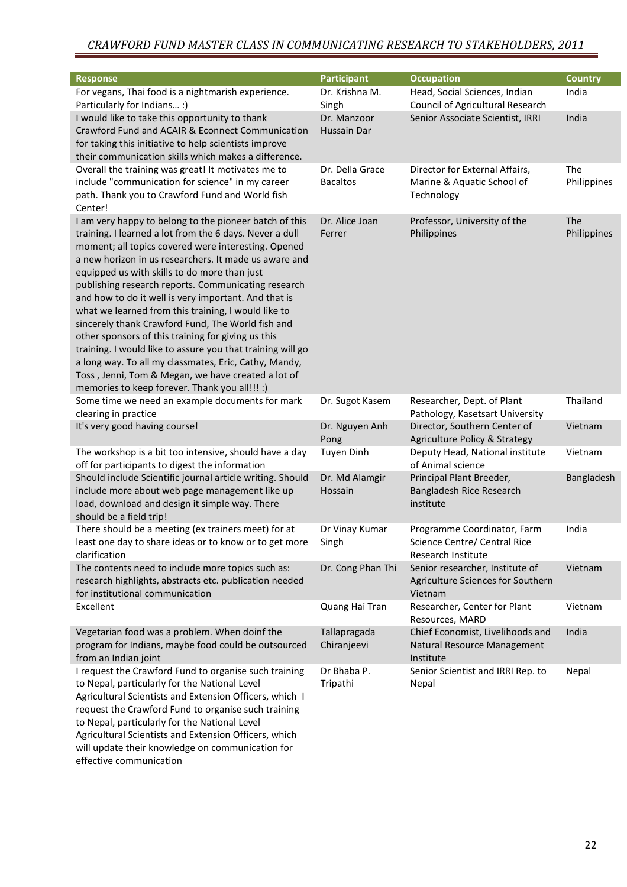| Response | Participant | Occupation | Country |
|---|---|---|---|
| For vegans, Thai food is a nightmarish experience. Particularly for Indians… :) | Dr. Krishna M. Singh | Head, Social Sciences, Indian Council of Agricultural Research | India |
| I would like to take this opportunity to thank Crawford Fund and ACAIR & Econnect Communication for taking this initiative to help scientists improve their communication skills which makes a difference. | Dr. Manzoor Hussain Dar | Senior Associate Scientist, IRRI | India |
| Overall the training was great! It motivates me to include "communication for science" in my career path. Thank you to Crawford Fund and World fish Center! | Dr. Della Grace Bacaltos | Director for External Affairs, Marine & Aquatic School of Technology | The Philippines |
| I am very happy to belong to the pioneer batch of this training. I learned a lot from the 6 days. Never a dull moment; all topics covered were interesting. Opened a new horizon in us researchers. It made us aware and equipped us with skills to do more than just publishing research reports. Communicating research and how to do it well is very important. And that is what we learned from this training, I would like to sincerely thank Crawford Fund, The World fish and other sponsors of this training for giving us this training. I would like to assure you that training will go a long way. To all my classmates, Eric, Cathy, Mandy, Toss , Jenni, Tom & Megan, we have created a lot of memories to keep forever. Thank you all!!! :) | Dr. Alice Joan Ferrer | Professor, University of the Philippines | The Philippines |
| Some time we need an example documents for mark clearing in practice | Dr. Sugot Kasem | Researcher, Dept. of Plant Pathology, Kasetsart University | Thailand |
| It's very good having course! | Dr. Nguyen Anh Pong | Director, Southern Center of Agriculture Policy & Strategy | Vietnam |
| The workshop is a bit too intensive, should have a day off for participants to digest the information | Tuyen Dinh | Deputy Head, National institute of Animal science | Vietnam |
| Should include Scientific journal article writing. Should include more about web page management like up load, download and design it simple way. There should be a field trip! | Dr. Md Alamgir Hossain | Principal Plant Breeder, Bangladesh Rice Research institute | Bangladesh |
| There should be a meeting (ex trainers meet) for at least one day to share ideas or to know or to get more clarification | Dr Vinay Kumar Singh | Programme Coordinator, Farm Science Centre/ Central Rice Research Institute | India |
| The contents need to include more topics such as: research highlights, abstracts etc. publication needed for institutional communication | Dr. Cong Phan Thi | Senior researcher, Institute of Agriculture Sciences for Southern Vietnam | Vietnam |
| Excellent | Quang Hai Tran | Researcher, Center for Plant Resources, MARD | Vietnam |
| Vegetarian food was a problem. When doinf the program for Indians, maybe food could be outsourced from an Indian joint | Tallapragada Chiranjeevi | Chief Economist, Livelihoods and Natural Resource Management Institute | India |
| I request the Crawford Fund to organise such training to Nepal, particularly for the National Level Agricultural Scientists and Extension Officers, which I request the Crawford Fund to organise such training to Nepal, particularly for the National Level Agricultural Scientists and Extension Officers, which will update their knowledge on communication for effective communication | Dr Bhaba P. Tripathi | Senior Scientist and IRRI Rep. to Nepal | Nepal |